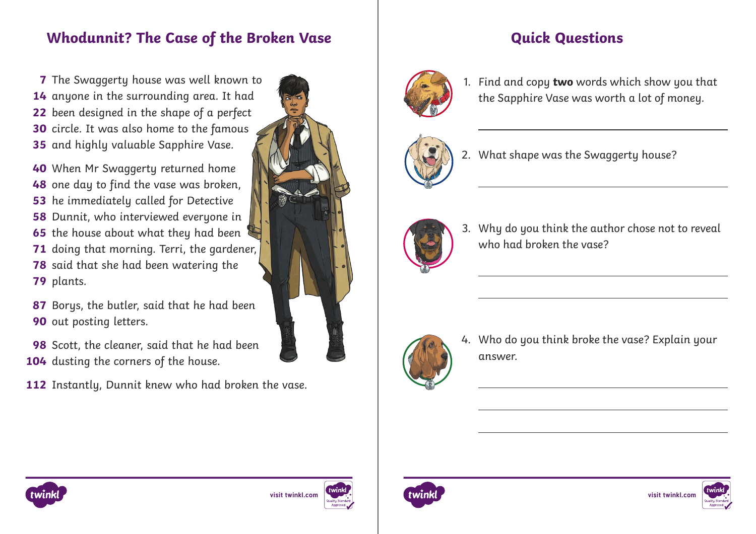## Whodunnit? The Case of the Broken Vase

7 The Swaggerty house was well known to
14 anyone in the surrounding area. It had
22 been designed in the shape of a perfect
30 circle. It was also home to the famous
35 and highly valuable Sapphire Vase.

40 When Mr Swaggerty returned home
48 one day to find the vase was broken,
53 he immediately called for Detective
58 Dunnit, who interviewed everyone in
65 the house about what they had been
71 doing that morning. Terri, the gardener,
78 said that she had been watering the
79 plants.

87 Borys, the butler, said that he had been
90 out posting letters.

98 Scott, the cleaner, said that he had been
104 dusting the corners of the house.

112 Instantly, Dunnit knew who had broken the vase.

## Quick Questions

1. Find and copy **two** words which show you that the Sapphire Vase was worth a lot of money.

2. What shape was the Swaggerty house?

3. Why do you think the author chose not to reveal who had broken the vase?

4. Who do you think broke the vase? Explain your answer.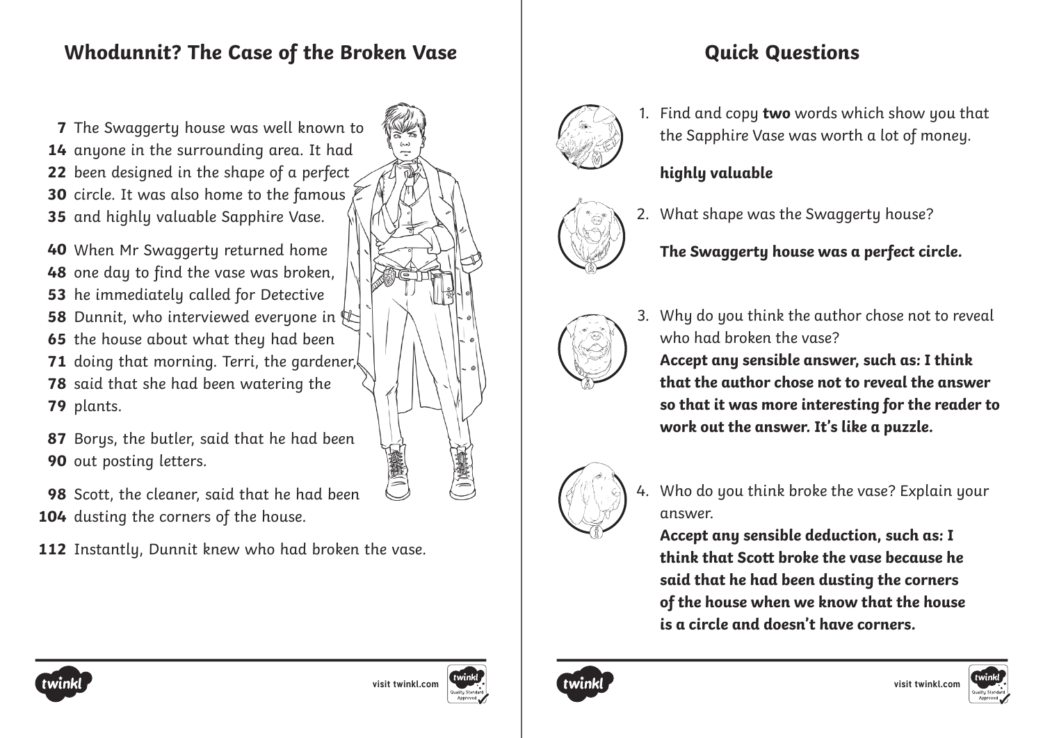## Whodunnit? The Case of the Broken Vase

7 The Swaggerty house was well known to
14 anyone in the surrounding area. It had
22 been designed in the shape of a perfect
30 circle. It was also home to the famous
35 and highly valuable Sapphire Vase.

40 When Mr Swaggerty returned home
48 one day to find the vase was broken,
53 he immediately called for Detective
58 Dunnit, who interviewed everyone in
65 the house about what they had been
71 doing that morning. Terri, the gardener,
78 said that she had been watering the
79 plants.

87 Borys, the butler, said that he had been
90 out posting letters.

98 Scott, the cleaner, said that he had been
104 dusting the corners of the house.

112 Instantly, Dunnit knew who had broken the vase.

## Quick Questions

1. Find and copy **two** words which show you that the Sapphire Vase was worth a lot of money.

   **highly valuable**

2. What shape was the Swaggerty house?

   ***The Swaggerty house was a perfect circle.***

3. Why do you think the author chose not to reveal who had broken the vase?

   ***Accept any sensible answer, such as: I think that the author chose not to reveal the answer so that it was more interesting for the reader to work out the answer. It's like a puzzle.***

4. Who do you think broke the vase? Explain your answer.

   ***Accept any sensible deduction, such as: I think that Scott broke the vase because he said that he had been dusting the corners of the house when we know that the house is a circle and doesn't have corners.***